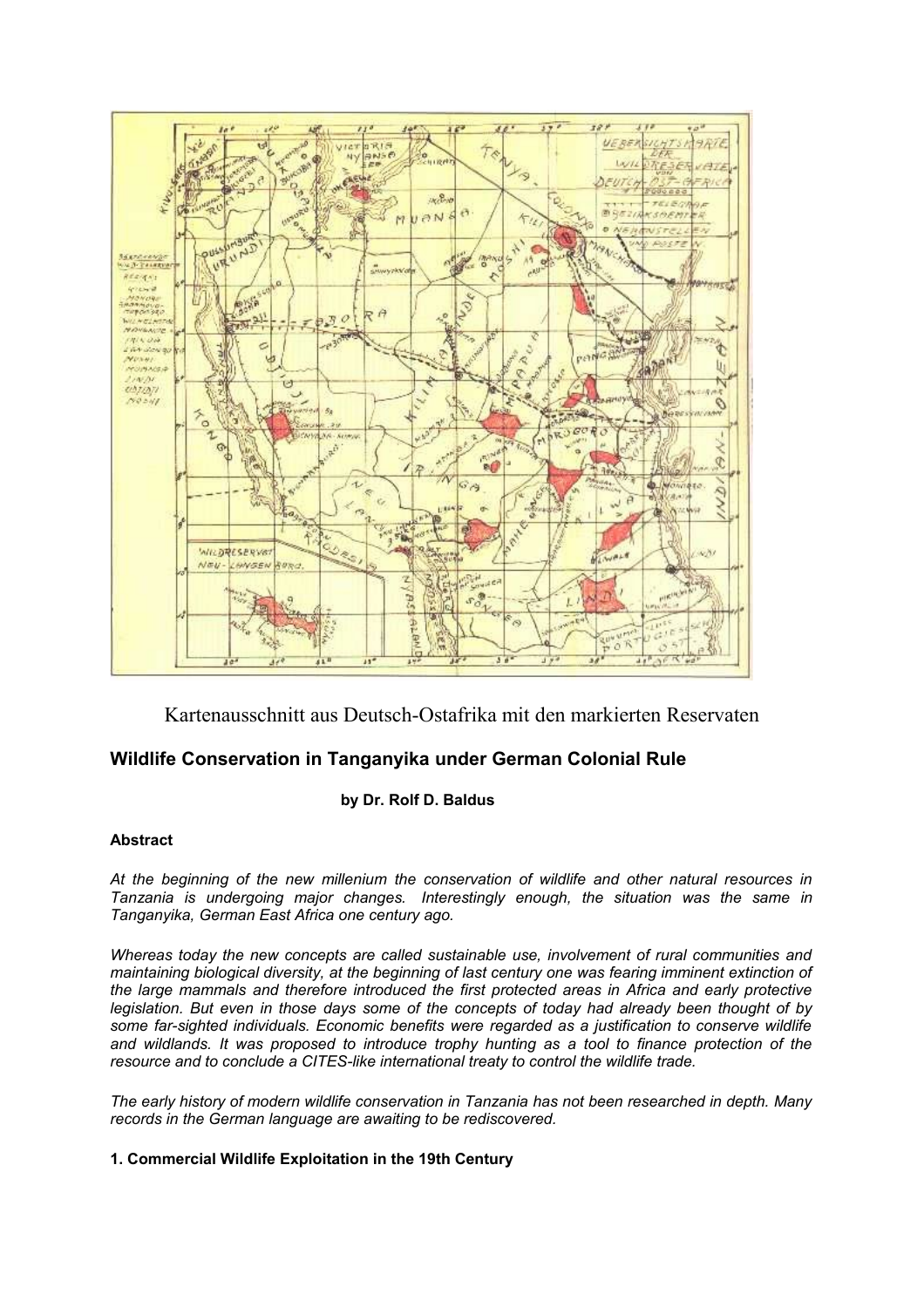Kartenausschnitt aus Deutsch-Ostafrika mit den markierten Reservaten

## Wildlife Conservation in Tanganyika under German Colonial Rule

**by Dr. Rolf D. Baldus**

### Abstract

*At the beginning of the new millenium the conservation of wildlife and other natural resources in Tanzania is undergoing major changes. Interestingly enough, the situation was the same in Tanganyika, German East Africa one century ago.*

*Whereas today the new concepts are called sustainable use, involvement of rural communities and maintaining biological diversity, at the beginning of last century one was fearing imminent extinction of the large mammals and therefore introduced the first protected areas in Africa and early protective legislation. But even in those days some of the concepts of today had already been thought of by some far-sighted individuals. Economic benefits were regarded as a justification to conserve wildlife and wildlands. It was proposed to introduce trophy hunting as a tool to finance protection of the resource and to conclude a CITES-like international treaty to control the wildlife trade.*

*The early history of modern wildlife conservation in Tanzania has not been researched in depth. Many records in the German language are awaiting to be rediscovered.*

### 1. Commercial Wildlife Exploitation in the 19th Century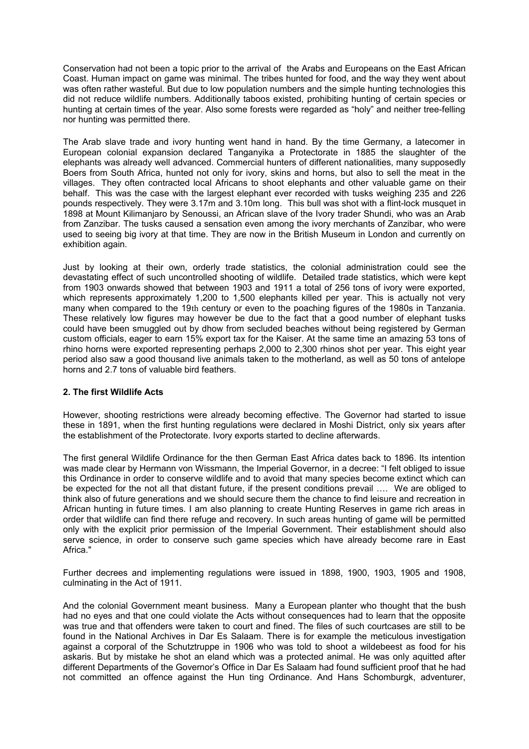Conservation had not been a topic prior to the arrival of the Arabs and Europeans on the East African Coast. Human impact on game was minimal. The tribes hunted for food, and the way they went about was often rather wasteful. But due to low population numbers and the simple hunting technologies this did not reduce wildlife numbers. Additionally taboos existed, prohibiting hunting of certain species or hunting at certain times of the year. Also some forests were regarded as "holy" and neither tree-felling nor hunting was permitted there.

The Arab slave trade and ivory hunting went hand in hand. By the time Germany, a latecomer in European colonial expansion declared Tanganyika a Protectorate in 1885 the slaughter of the elephants was already well advanced. Commercial hunters of different nationalities, many supposedly Boers from South Africa, hunted not only for ivory, skins and horns, but also to sell the meat in the villages. They often contracted local Africans to shoot elephants and other valuable game on their behalf. This was the case with the largest elephant ever recorded with tusks weighing 235 and 226 pounds respectively. They were 3.17m and 3.10m long. This bull was shot with a flint-lock musquet in 1898 at Mount Kilimanjaro by Senoussi, an African slave of the Ivory trader Shundi, who was an Arab from Zanzibar. The tusks caused a sensation even among the ivory merchants of Zanzibar, who were used to seeing big ivory at that time. They are now in the British Museum in London and currently on exhibition again.

Just by looking at their own, orderly trade statistics, the colonial administration could see the devastating effect of such uncontrolled shooting of wildlife. Detailed trade statistics, which were kept from 1903 onwards showed that between 1903 and 1911 a total of 256 tons of ivory were exported, which represents approximately 1,200 to 1,500 elephants killed per year. This is actually not very many when compared to the 19th century or even to the poaching figures of the 1980s in Tanzania. These relatively low figures may however be due to the fact that a good number of elephant tusks could have been smuggled out by dhow from secluded beaches without being registered by German custom officials, eager to earn 15% export tax for the Kaiser. At the same time an amazing 53 tons of rhino horns were exported representing perhaps 2,000 to 2,300 rhinos shot per year. This eight year period also saw a good thousand live animals taken to the motherland, as well as 50 tons of antelope horns and 2.7 tons of valuable bird feathers.

### 2. The first Wildlife Acts

However, shooting restrictions were already becoming effective. The Governor had started to issue these in 1891, when the first hunting regulations were declared in Moshi District, only six years after the establishment of the Protectorate. Ivory exports started to decline afterwards.

The first general Wildlife Ordinance for the then German East Africa dates back to 1896. Its intention was made clear by Hermann von Wissmann, the Imperial Governor, in a decree: "I felt obliged to issue this Ordinance in order to conserve wildlife and to avoid that many species become extinct which can be expected for the not all that distant future, if the present conditions prevail …. We are obliged to think also of future generations and we should secure them the chance to find leisure and recreation in African hunting in future times. I am also planning to create Hunting Reserves in game rich areas in order that wildlife can find there refuge and recovery. In such areas hunting of game will be permitted only with the explicit prior permission of the Imperial Government. Their establishment should also serve science, in order to conserve such game species which have already become rare in East Africa."

Further decrees and implementing regulations were issued in 1898, 1900, 1903, 1905 and 1908, culminating in the Act of 1911.

And the colonial Government meant business. Many a European planter who thought that the bush had no eyes and that one could violate the Acts without consequences had to learn that the opposite was true and that offenders were taken to court and fined. The files of such courtcases are still to be found in the National Archives in Dar Es Salaam. There is for example the meticulous investigation against a corporal of the Schutztruppe in 1906 who was told to shoot a wildebeest as food for his askaris. But by mistake he shot an eland which was a protected animal. He was only aquitted after different Departments of the Governor's Office in Dar Es Salaam had found sufficient proof that he had not committed an offence against the Hun ting Ordinance. And Hans Schomburgk, adventurer,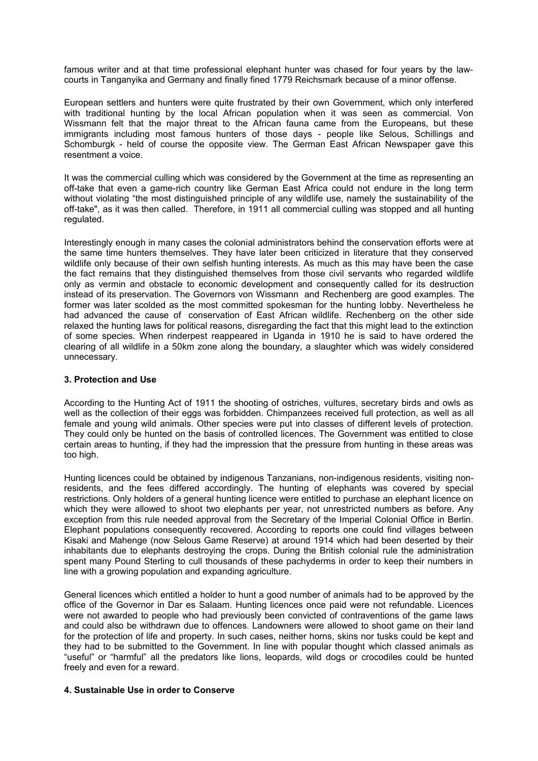famous writer and at that time professional elephant hunter was chased for four years by the law-courts in Tanganyika and Germany and finally fined 1779 Reichsmark because of a minor offense.

European settlers and hunters were quite frustrated by their own Government, which only interfered with traditional hunting by the local African population when it was seen as commercial. Von Wissmann felt that the major threat to the African fauna came from the Europeans, but these immigrants including most famous hunters of those days - people like Selous, Schillings and Schomburgk - held of course the opposite view. The German East African Newspaper gave this resentment a voice.

It was the commercial culling which was considered by the Government at the time as representing an off-take that even a game-rich country like German East Africa could not endure in the long term without violating "the most distinguished principle of any wildlife use, namely the sustainability of the off-take", as it was then called. Therefore, in 1911 all commercial culling was stopped and all hunting regulated.

Interestingly enough in many cases the colonial administrators behind the conservation efforts were at the same time hunters themselves. They have later been criticized in literature that they conserved wildlife only because of their own selfish hunting interests. As much as this may have been the case the fact remains that they distinguished themselves from those civil servants who regarded wildlife only as vermin and obstacle to economic development and consequently called for its destruction instead of its preservation. The Governors von Wissmann and Rechenberg are good examples. The former was later scolded as the most committed spokesman for the hunting lobby. Nevertheless he had advanced the cause of conservation of East African wildlife. Rechenberg on the other side relaxed the hunting laws for political reasons, disregarding the fact that this might lead to the extinction of some species. When rinderpest reappeared in Uganda in 1910 he is said to have ordered the clearing of all wildlife in a 50km zone along the boundary, a slaughter which was widely considered unnecessary.

### 3. Protection and Use

According to the Hunting Act of 1911 the shooting of ostriches, vultures, secretary birds and owls as well as the collection of their eggs was forbidden. Chimpanzees received full protection, as well as all female and young wild animals. Other species were put into classes of different levels of protection. They could only be hunted on the basis of controlled licences. The Government was entitled to close certain areas to hunting, if they had the impression that the pressure from hunting in these areas was too high.

Hunting licences could be obtained by indigenous Tanzanians, non-indigenous residents, visiting non-residents, and the fees differed accordingly. The hunting of elephants was covered by special restrictions. Only holders of a general hunting licence were entitled to purchase an elephant licence on which they were allowed to shoot two elephants per year, not unrestricted numbers as before. Any exception from this rule needed approval from the Secretary of the Imperial Colonial Office in Berlin. Elephant populations consequently recovered. According to reports one could find villages between Kisaki and Mahenge (now Selous Game Reserve) at around 1914 which had been deserted by their inhabitants due to elephants destroying the crops. During the British colonial rule the administration spent many Pound Sterling to cull thousands of these pachyderms in order to keep their numbers in line with a growing population and expanding agriculture.

General licences which entitled a holder to hunt a good number of animals had to be approved by the office of the Governor in Dar es Salaam. Hunting licences once paid were not refundable. Licences were not awarded to people who had previously been convicted of contraventions of the game laws and could also be withdrawn due to offences. Landowners were allowed to shoot game on their land for the protection of life and property. In such cases, neither horns, skins nor tusks could be kept and they had to be submitted to the Government. In line with popular thought which classed animals as "useful" or "harmful" all the predators like lions, leopards, wild dogs or crocodiles could be hunted freely and even for a reward.

### 4. Sustainable Use in order to Conserve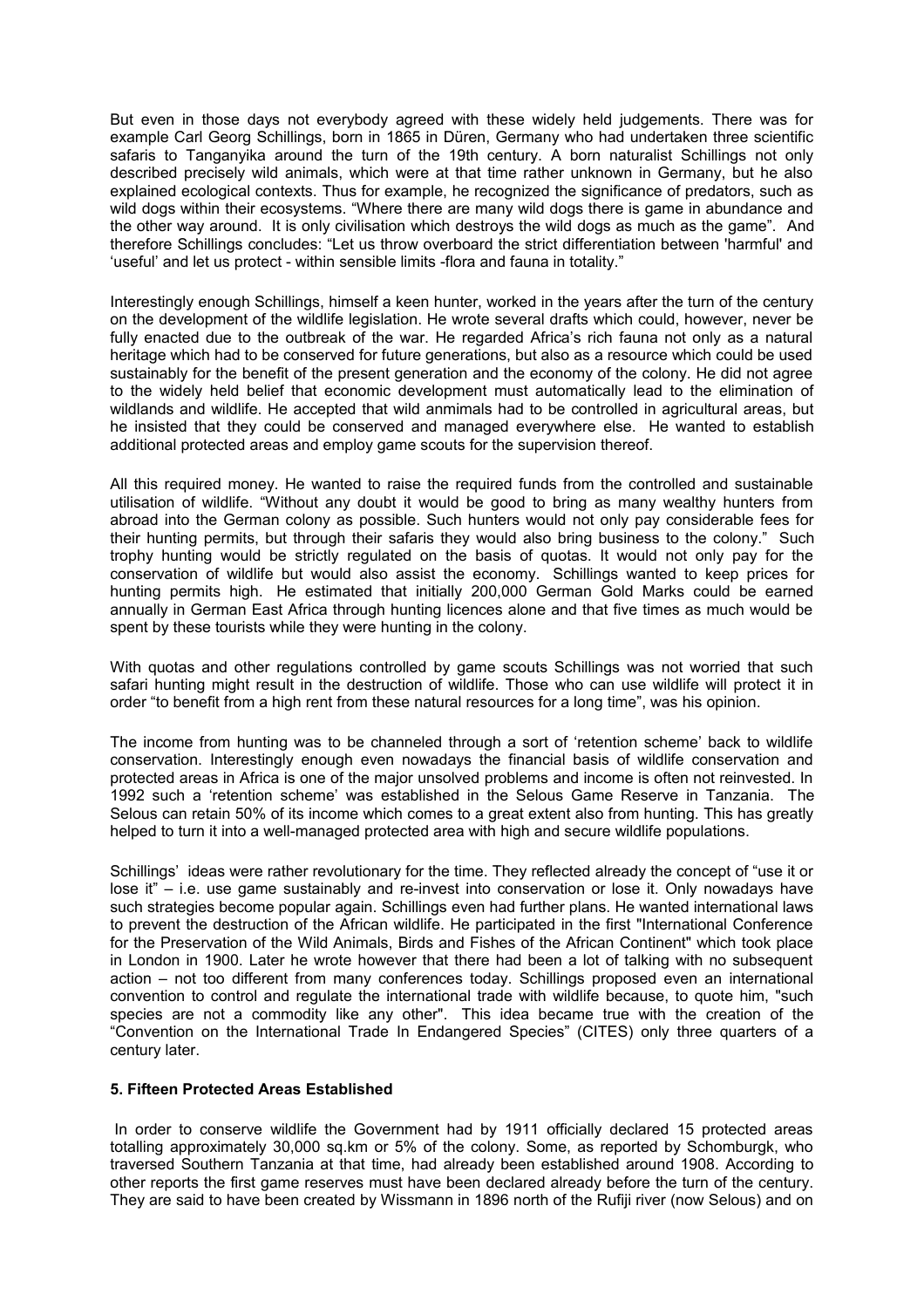But even in those days not everybody agreed with these widely held judgements. There was for example Carl Georg Schillings, born in 1865 in Düren, Germany who had undertaken three scientific safaris to Tanganyika around the turn of the 19th century. A born naturalist Schillings not only described precisely wild animals, which were at that time rather unknown in Germany, but he also explained ecological contexts. Thus for example, he recognized the significance of predators, such as wild dogs within their ecosystems. "Where there are many wild dogs there is game in abundance and the other way around. It is only civilisation which destroys the wild dogs as much as the game". And therefore Schillings concludes: "Let us throw overboard the strict differentiation between 'harmful' and 'useful' and let us protect - within sensible limits -flora and fauna in totality."

Interestingly enough Schillings, himself a keen hunter, worked in the years after the turn of the century on the development of the wildlife legislation. He wrote several drafts which could, however, never be fully enacted due to the outbreak of the war. He regarded Africa's rich fauna not only as a natural heritage which had to be conserved for future generations, but also as a resource which could be used sustainably for the benefit of the present generation and the economy of the colony. He did not agree to the widely held belief that economic development must automatically lead to the elimination of wildlands and wildlife. He accepted that wild anmimals had to be controlled in agricultural areas, but he insisted that they could be conserved and managed everywhere else. He wanted to establish additional protected areas and employ game scouts for the supervision thereof.

All this required money. He wanted to raise the required funds from the controlled and sustainable utilisation of wildlife. "Without any doubt it would be good to bring as many wealthy hunters from abroad into the German colony as possible. Such hunters would not only pay considerable fees for their hunting permits, but through their safaris they would also bring business to the colony." Such trophy hunting would be strictly regulated on the basis of quotas. It would not only pay for the conservation of wildlife but would also assist the economy. Schillings wanted to keep prices for hunting permits high. He estimated that initially 200,000 German Gold Marks could be earned annually in German East Africa through hunting licences alone and that five times as much would be spent by these tourists while they were hunting in the colony.

With quotas and other regulations controlled by game scouts Schillings was not worried that such safari hunting might result in the destruction of wildlife. Those who can use wildlife will protect it in order "to benefit from a high rent from these natural resources for a long time", was his opinion.

The income from hunting was to be channeled through a sort of 'retention scheme' back to wildlife conservation. Interestingly enough even nowadays the financial basis of wildlife conservation and protected areas in Africa is one of the major unsolved problems and income is often not reinvested. In 1992 such a 'retention scheme' was established in the Selous Game Reserve in Tanzania. The Selous can retain 50% of its income which comes to a great extent also from hunting. This has greatly helped to turn it into a well-managed protected area with high and secure wildlife populations.

Schillings' ideas were rather revolutionary for the time. They reflected already the concept of "use it or lose it" – i.e. use game sustainably and re-invest into conservation or lose it. Only nowadays have such strategies become popular again. Schillings even had further plans. He wanted international laws to prevent the destruction of the African wildlife. He participated in the first "International Conference for the Preservation of the Wild Animals, Birds and Fishes of the African Continent" which took place in London in 1900. Later he wrote however that there had been a lot of talking with no subsequent action – not too different from many conferences today. Schillings proposed even an international convention to control and regulate the international trade with wildlife because, to quote him, "such species are not a commodity like any other". This idea became true with the creation of the "Convention on the International Trade In Endangered Species" (CITES) only three quarters of a century later.

#### 5. Fifteen Protected Areas Established

In order to conserve wildlife the Government had by 1911 officially declared 15 protected areas totalling approximately 30,000 sq.km or 5% of the colony. Some, as reported by Schomburgk, who traversed Southern Tanzania at that time, had already been established around 1908. According to other reports the first game reserves must have been declared already before the turn of the century. They are said to have been created by Wissmann in 1896 north of the Rufiji river (now Selous) and on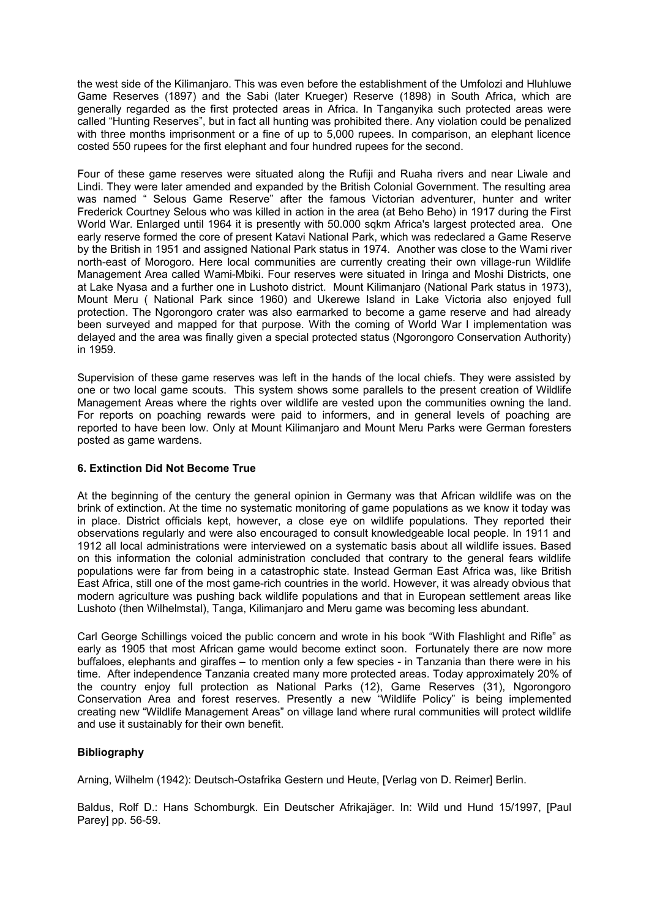the west side of the Kilimanjaro. This was even before the establishment of the Umfolozi and Hluhluwe Game Reserves (1897) and the Sabi (later Krueger) Reserve (1898) in South Africa, which are generally regarded as the first protected areas in Africa. In Tanganyika such protected areas were called "Hunting Reserves", but in fact all hunting was prohibited there. Any violation could be penalized with three months imprisonment or a fine of up to 5,000 rupees. In comparison, an elephant licence costed 550 rupees for the first elephant and four hundred rupees for the second.

Four of these game reserves were situated along the Rufiji and Ruaha rivers and near Liwale and Lindi. They were later amended and expanded by the British Colonial Government. The resulting area was named " Selous Game Reserve" after the famous Victorian adventurer, hunter and writer Frederick Courtney Selous who was killed in action in the area (at Beho Beho) in 1917 during the First World War. Enlarged until 1964 it is presently with 50.000 sqkm Africa's largest protected area. One early reserve formed the core of present Katavi National Park, which was redeclared a Game Reserve by the British in 1951 and assigned National Park status in 1974. Another was close to the Wami river north-east of Morogoro. Here local communities are currently creating their own village-run Wildlife Management Area called Wami-Mbiki. Four reserves were situated in Iringa and Moshi Districts, one at Lake Nyasa and a further one in Lushoto district. Mount Kilimanjaro (National Park status in 1973), Mount Meru ( National Park since 1960) and Ukerewe Island in Lake Victoria also enjoyed full protection. The Ngorongoro crater was also earmarked to become a game reserve and had already been surveyed and mapped for that purpose. With the coming of World War I implementation was delayed and the area was finally given a special protected status (Ngorongoro Conservation Authority) in 1959.

Supervision of these game reserves was left in the hands of the local chiefs. They were assisted by one or two local game scouts. This system shows some parallels to the present creation of Wildlife Management Areas where the rights over wildlife are vested upon the communities owning the land. For reports on poaching rewards were paid to informers, and in general levels of poaching are reported to have been low. Only at Mount Kilimanjaro and Mount Meru Parks were German foresters posted as game wardens.

### 6. Extinction Did Not Become True

At the beginning of the century the general opinion in Germany was that African wildlife was on the brink of extinction. At the time no systematic monitoring of game populations as we know it today was in place. District officials kept, however, a close eye on wildlife populations. They reported their observations regularly and were also encouraged to consult knowledgeable local people. In 1911 and 1912 all local administrations were interviewed on a systematic basis about all wildlife issues. Based on this information the colonial administration concluded that contrary to the general fears wildlife populations were far from being in a catastrophic state. Instead German East Africa was, like British East Africa, still one of the most game-rich countries in the world. However, it was already obvious that modern agriculture was pushing back wildlife populations and that in European settlement areas like Lushoto (then Wilhelmstal), Tanga, Kilimanjaro and Meru game was becoming less abundant.

Carl George Schillings voiced the public concern and wrote in his book "With Flashlight and Rifle" as early as 1905 that most African game would become extinct soon. Fortunately there are now more buffaloes, elephants and giraffes – to mention only a few species - in Tanzania than there were in his time. After independence Tanzania created many more protected areas. Today approximately 20% of the country enjoy full protection as National Parks (12), Game Reserves (31), Ngorongoro Conservation Area and forest reserves. Presently a new "Wildlife Policy" is being implemented creating new "Wildlife Management Areas" on village land where rural communities will protect wildlife and use it sustainably for their own benefit.

### Bibliography

Arning, Wilhelm (1942): Deutsch-Ostafrika Gestern und Heute, [Verlag von D. Reimer] Berlin.

Baldus, Rolf D.: Hans Schomburgk. Ein Deutscher Afrikajäger. In: Wild und Hund 15/1997, [Paul Parey] pp. 56-59.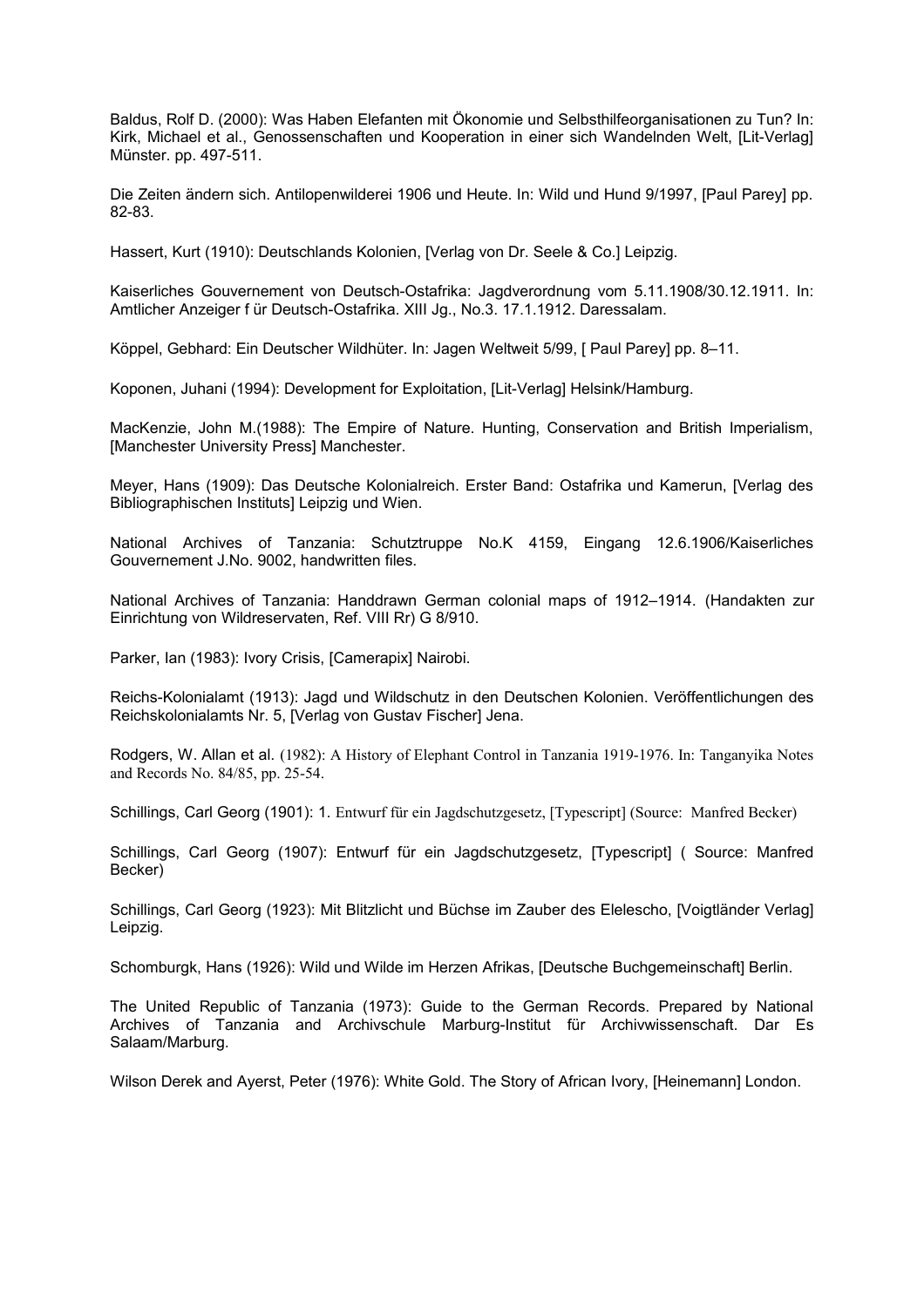Baldus, Rolf D. (2000): Was Haben Elefanten mit Ökonomie und Selbsthilfeorganisationen zu Tun? In: Kirk, Michael et al., Genossenschaften und Kooperation in einer sich Wandelnden Welt, [Lit-Verlag] Münster. pp. 497-511.

Die Zeiten ändern sich. Antilopenwilderei 1906 und Heute. In: Wild und Hund 9/1997, [Paul Parey] pp. 82-83.

Hassert, Kurt (1910): Deutschlands Kolonien, [Verlag von Dr. Seele & Co.] Leipzig.

Kaiserliches Gouvernement von Deutsch-Ostafrika: Jagdverordnung vom 5.11.1908/30.12.1911. In: Amtlicher Anzeiger f ür Deutsch-Ostafrika. XIII Jg., No.3. 17.1.1912. Daressalam.

Köppel, Gebhard: Ein Deutscher Wildhüter. In: Jagen Weltweit 5/99, [ Paul Parey] pp. 8–11.

Koponen, Juhani (1994): Development for Exploitation, [Lit-Verlag] Helsink/Hamburg.

MacKenzie, John M.(1988): The Empire of Nature. Hunting, Conservation and British Imperialism, [Manchester University Press] Manchester.

Meyer, Hans (1909): Das Deutsche Kolonialreich. Erster Band: Ostafrika und Kamerun, [Verlag des Bibliographischen Instituts] Leipzig und Wien.

National Archives of Tanzania: Schutztruppe No.K 4159, Eingang 12.6.1906/Kaiserliches Gouvernement J.No. 9002, handwritten files.

National Archives of Tanzania: Handdrawn German colonial maps of 1912–1914. (Handakten zur Einrichtung von Wildreservaten, Ref. VIII Rr) G 8/910.

Parker, Ian (1983): Ivory Crisis, [Camerapix] Nairobi.

Reichs-Kolonialamt (1913): Jagd und Wildschutz in den Deutschen Kolonien. Veröffentlichungen des Reichskolonialamts Nr. 5, [Verlag von Gustav Fischer] Jena.

Rodgers, W. Allan et al. (1982): A History of Elephant Control in Tanzania 1919-1976. In: Tanganyika Notes and Records No. 84/85, pp. 25-54.

Schillings, Carl Georg (1901): 1. Entwurf für ein Jagdschutzgesetz, [Typescript] (Source: Manfred Becker)

Schillings, Carl Georg (1907): Entwurf für ein Jagdschutzgesetz, [Typescript] ( Source: Manfred Becker)

Schillings, Carl Georg (1923): Mit Blitzlicht und Büchse im Zauber des Elelescho, [Voigtländer Verlag] Leipzig.

Schomburgk, Hans (1926): Wild und Wilde im Herzen Afrikas, [Deutsche Buchgemeinschaft] Berlin.

The United Republic of Tanzania (1973): Guide to the German Records. Prepared by National Archives of Tanzania and Archivschule Marburg-Institut für Archivwissenschaft. Dar Es Salaam/Marburg.

Wilson Derek and Ayerst, Peter (1976): White Gold. The Story of African Ivory, [Heinemann] London.